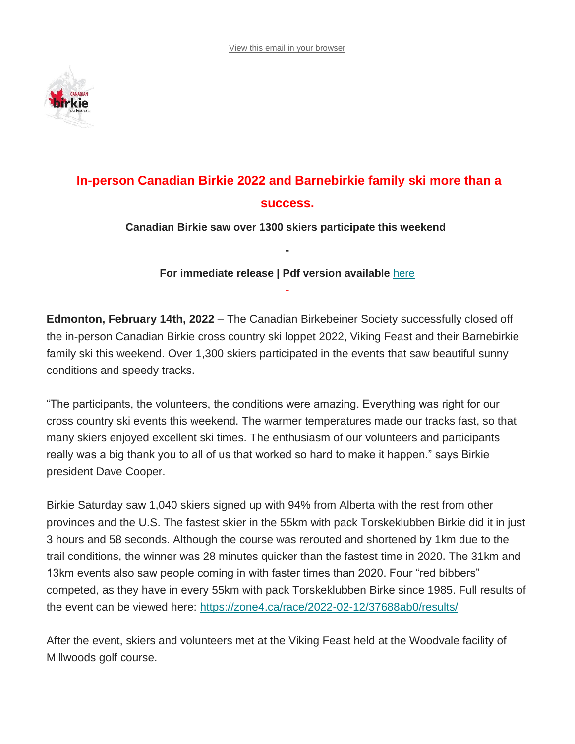View this email in your browser

# In-person Canadian Birkie 2022 and Barnebirkie family ski more than a success.

**Canadian Birkie saw over 1300 skiers participate this weekend**

**-**

**For immediate release | Pdf version available** [here]

-

**Edmonton, February 14th, 2022** – The Canadian Birkebeiner Society successfully closed off the in-person Canadian Birkie cross country ski loppet 2022, Viking Feast and their Barnebirkie family ski this weekend. Over 1,300 skiers participated in the events that saw beautiful sunny conditions and speedy tracks.

"The participants, the volunteers, the conditions were amazing. Everything was right for our cross country ski events this weekend. The warmer temperatures made our tracks fast, so that many skiers enjoyed excellent ski times. The enthusiasm of our volunteers and participants really was a big thank you to all of us that worked so hard to make it happen." says Birkie president Dave Cooper.

Birkie Saturday saw 1,040 skiers signed up with 94% from Alberta with the rest from other provinces and the U.S. The fastest skier in the 55km with pack Torskeklubben Birkie did it in just 3 hours and 58 seconds. Although the course was rerouted and shortened by 1km due to the trail conditions, the winner was 28 minutes quicker than the fastest time in 2020. The 31km and 13km events also saw people coming in with faster times than 2020. Four "red bibbers" competed, as they have in every 55km with pack Torskeklubben Birke since 1985. Full results of the event can be viewed here: https://zone4.ca/race/2022-02-12/37688ab0/results/

After the event, skiers and volunteers met at the Viking Feast held at the Woodvale facility of Millwoods golf course.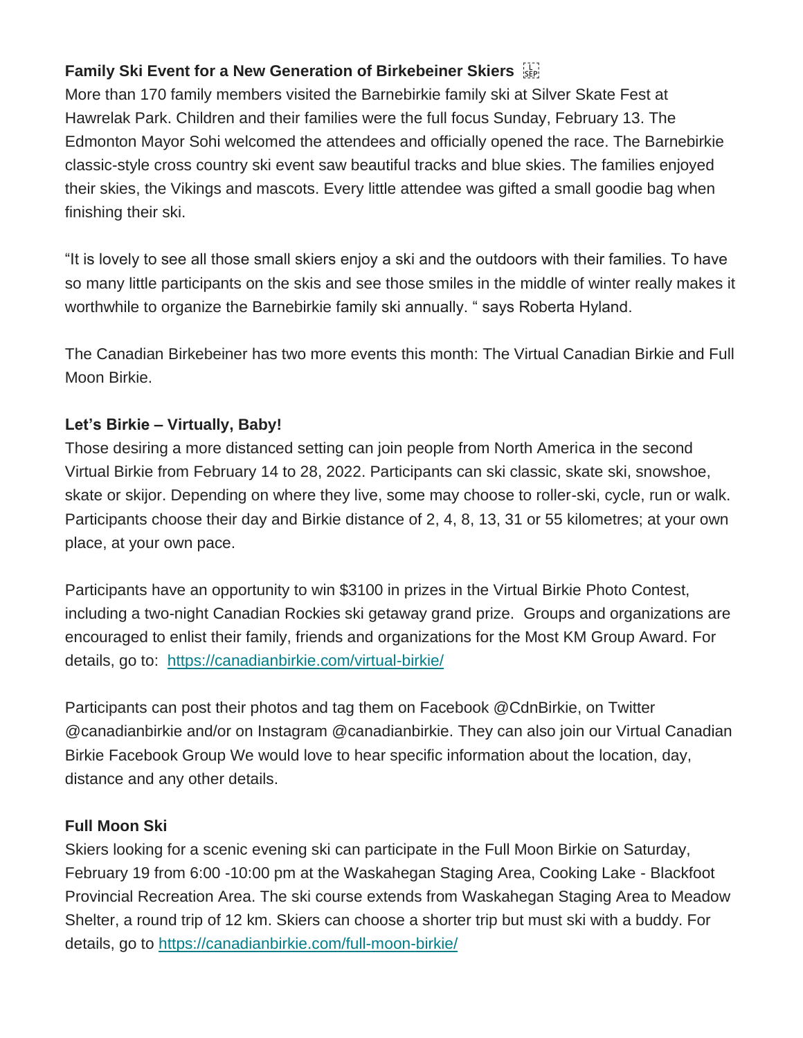**Family Ski Event for a New Generation of Birkebeiner Skiers**

More than 170 family members visited the Barnebirkie family ski at Silver Skate Fest at Hawrelak Park. Children and their families were the full focus Sunday, February 13. The Edmonton Mayor Sohi welcomed the attendees and officially opened the race. The Barnebirkie classic-style cross country ski event saw beautiful tracks and blue skies. The families enjoyed their skies, the Vikings and mascots. Every little attendee was gifted a small goodie bag when finishing their ski.

“It is lovely to see all those small skiers enjoy a ski and the outdoors with their families. To have so many little participants on the skis and see those smiles in the middle of winter really makes it worthwhile to organize the Barnebirkie family ski annually. “ says Roberta Hyland.

The Canadian Birkebeiner has two more events this month: The Virtual Canadian Birkie and Full Moon Birkie.

**Let’s Birkie – Virtually, Baby!**

Those desiring a more distanced setting can join people from North America in the second Virtual Birkie from February 14 to 28, 2022. Participants can ski classic, skate ski, snowshoe, skate or skijor. Depending on where they live, some may choose to roller-ski, cycle, run or walk. Participants choose their day and Birkie distance of 2, 4, 8, 13, 31 or 55 kilometres; at your own place, at your own pace.

Participants have an opportunity to win $3100 in prizes in the Virtual Birkie Photo Contest, including a two-night Canadian Rockies ski getaway grand prize. Groups and organizations are encouraged to enlist their family, friends and organizations for the Most KM Group Award. For details, go to: https://canadianbirkie.com/virtual-birkie/

Participants can post their photos and tag them on Facebook @CdnBirkie, on Twitter @canadianbirkie and/or on Instagram @canadianbirkie. They can also join our Virtual Canadian Birkie Facebook Group We would love to hear specific information about the location, day, distance and any other details.

**Full Moon Ski**

Skiers looking for a scenic evening ski can participate in the Full Moon Birkie on Saturday, February 19 from 6:00 -10:00 pm at the Waskahegan Staging Area, Cooking Lake - Blackfoot Provincial Recreation Area. The ski course extends from Waskahegan Staging Area to Meadow Shelter, a round trip of 12 km. Skiers can choose a shorter trip but must ski with a buddy. For details, go to https://canadianbirkie.com/full-moon-birkie/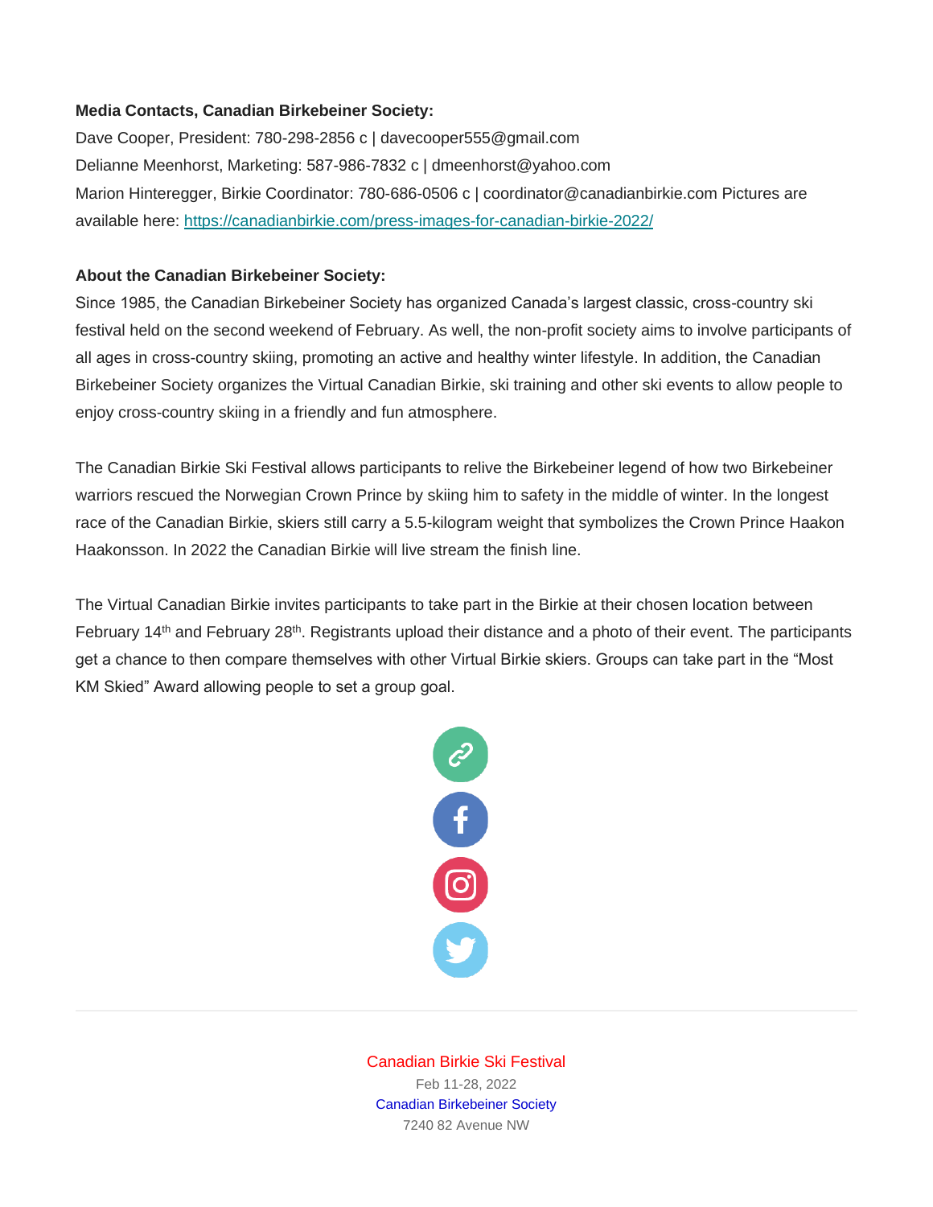**Media Contacts, Canadian Birkebeiner Society:**

Dave Cooper, President: 780-298-2856 c | davecooper555@gmail.com

Delianne Meenhorst, Marketing: 587-986-7832 c | dmeenhorst@yahoo.com

Marion Hinteregger, Birkie Coordinator: 780-686-0506 c | coordinator@canadianbirkie.com Pictures are available here: [https://canadianbirkie.com/press-images-for-canadian-birkie-2022/](https://canadianbirkie.com/press-images-for-canadian-birkie-2022/)

**About the Canadian Birkebeiner Society:**

Since 1985, the Canadian Birkebeiner Society has organized Canada's largest classic, cross-country ski festival held on the second weekend of February. As well, the non-profit society aims to involve participants of all ages in cross-country skiing, promoting an active and healthy winter lifestyle. In addition, the Canadian Birkebeiner Society organizes the Virtual Canadian Birkie, ski training and other ski events to allow people to enjoy cross-country skiing in a friendly and fun atmosphere.

The Canadian Birkie Ski Festival allows participants to relive the Birkebeiner legend of how two Birkebeiner warriors rescued the Norwegian Crown Prince by skiing him to safety in the middle of winter. In the longest race of the Canadian Birkie, skiers still carry a 5.5-kilogram weight that symbolizes the Crown Prince Haakon Haakonsson. In 2022 the Canadian Birkie will live stream the finish line.

The Virtual Canadian Birkie invites participants to take part in the Birkie at their chosen location between February 14th and February 28th. Registrants upload their distance and a photo of their event. The participants get a chance to then compare themselves with other Virtual Birkie skiers. Groups can take part in the "Most KM Skied" Award allowing people to set a group goal.

---

Canadian Birkie Ski Festival

Feb 11-28, 2022

Canadian Birkebeiner Society

7240 82 Avenue NW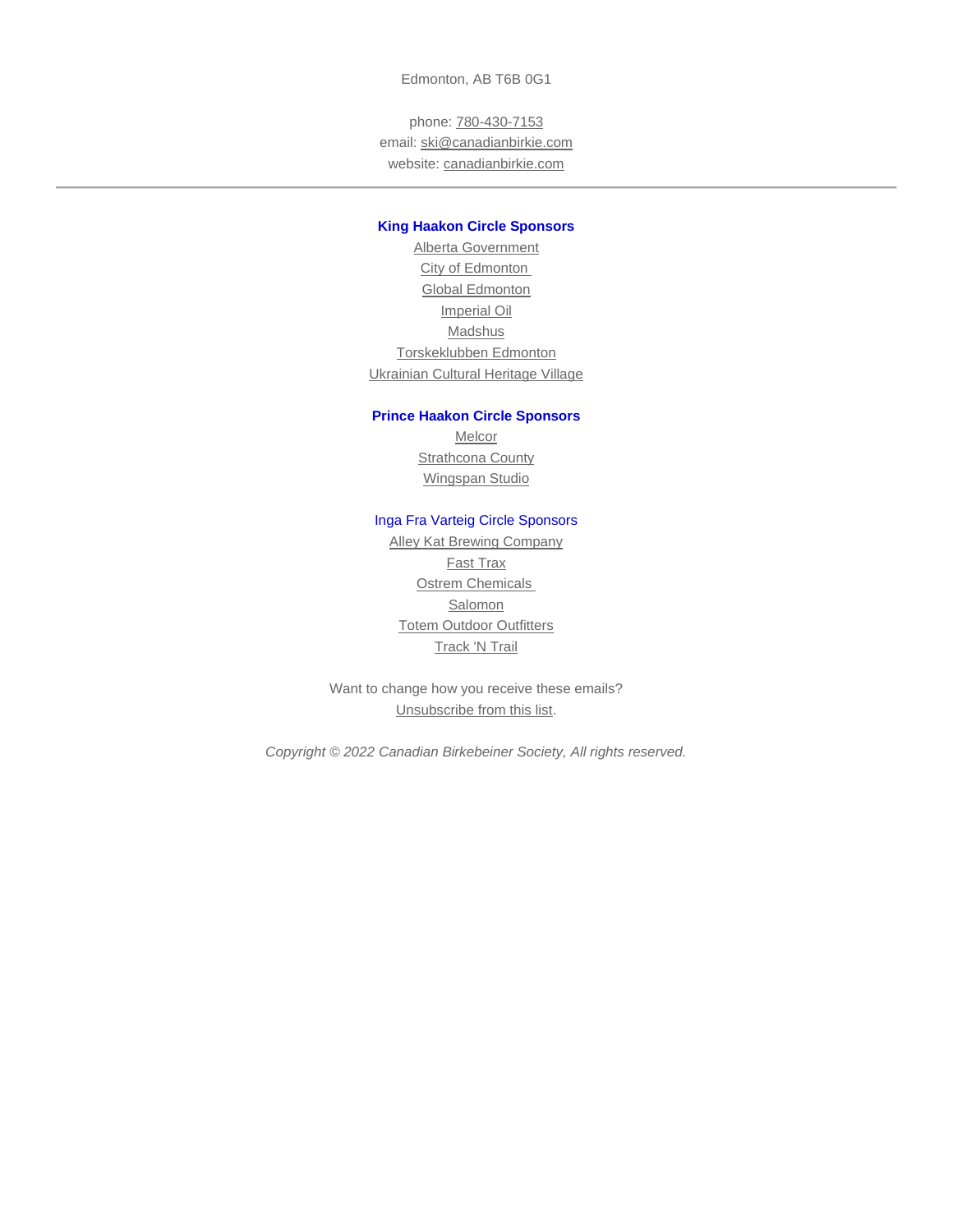Edmonton, AB T6B 0G1

phone: 780-430-7153
email: ski@canadianbirkie.com
website: canadianbirkie.com

---

**King Haakon Circle Sponsors**

Alberta Government
City of Edmonton
Global Edmonton
Imperial Oil
Madshus
Torskeklubben Edmonton
Ukrainian Cultural Heritage Village

**Prince Haakon Circle Sponsors**

Melcor
Strathcona County
Wingspan Studio

Inga Fra Varteig Circle Sponsors

Alley Kat Brewing Company
Fast Trax
Ostrem Chemicals
Salomon
Totem Outdoor Outfitters
Track 'N Trail

Want to change how you receive these emails?
Unsubscribe from this list.

*Copyright © 2022 Canadian Birkebeiner Society, All rights reserved.*